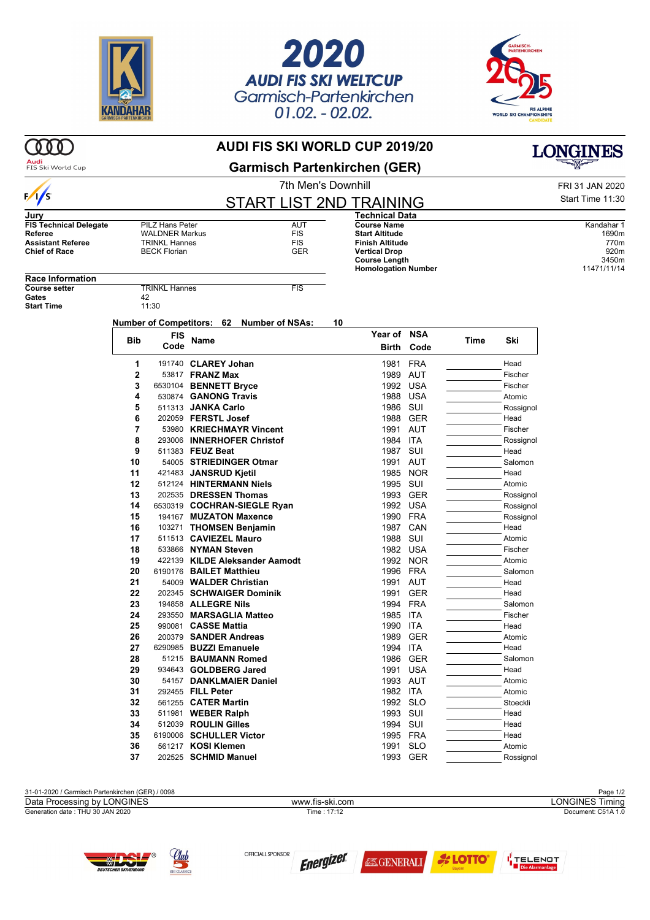# 2020 AUDI FIS SKI WELTCUP
Garmisch-Partenkirchen
01.02. - 02.02.

## AUDI FIS SKI WORLD CUP 2019/20

## Garmisch Partenkirchen (GER)

7th Men's Downhill

FRI 31 JAN 2020

# START LIST 2ND TRAINING

Start Time 11:30

### Jury

| | | |
|---|---|---|
| **FIS Technical Delegate** | PILZ Hans Peter | AUT |
| **Referee** | WALDNER Markus | FIS |
| **Assistant Referee** | TRINKL Hannes | FIS |
| **Chief of Race** | BECK Florian | GER |

### Technical Data

| | |
|---|---|
| **Course Name** | Kandahar 1 |
| **Start Altitude** | 1690m |
| **Finish Altitude** | 770m |
| **Vertical Drop** | 920m |
| **Course Length** | 3450m |
| **Homologation Number** | 11471/11/14 |

### Race Information

| | | |
|---|---|---|
| **Course setter** | TRINKL Hannes | FIS |
| **Gates** | 42 | |
| **Start Time** | 11:30 | |

**Number of Competitors: 62  Number of NSAs: 10**

| Bib | FIS Code | Name | Year of Birth | NSA Code | Time | Ski |
|---|---|---|---|---|---|---|
| 1 | 191740 | **CLAREY Johan** | 1981 | FRA | | Head |
| 2 | 53817 | **FRANZ Max** | 1989 | AUT | | Fischer |
| 3 | 6530104 | **BENNETT Bryce** | 1992 | USA | | Fischer |
| 4 | 530874 | **GANONG Travis** | 1988 | USA | | Atomic |
| 5 | 511313 | **JANKA Carlo** | 1986 | SUI | | Rossignol |
| 6 | 202059 | **FERSTL Josef** | 1988 | GER | | Head |
| 7 | 53980 | **KRIECHMAYR Vincent** | 1991 | AUT | | Fischer |
| 8 | 293006 | **INNERHOFER Christof** | 1984 | ITA | | Rossignol |
| 9 | 511383 | **FEUZ Beat** | 1987 | SUI | | Head |
| 10 | 54005 | **STRIEDINGER Otmar** | 1991 | AUT | | Salomon |
| 11 | 421483 | **JANSRUD Kjetil** | 1985 | NOR | | Head |
| 12 | 512124 | **HINTERMANN Niels** | 1995 | SUI | | Atomic |
| 13 | 202535 | **DRESSEN Thomas** | 1993 | GER | | Rossignol |
| 14 | 6530319 | **COCHRAN-SIEGLE Ryan** | 1992 | USA | | Rossignol |
| 15 | 194167 | **MUZATON Maxence** | 1990 | FRA | | Rossignol |
| 16 | 103271 | **THOMSEN Benjamin** | 1987 | CAN | | Head |
| 17 | 511513 | **CAVIEZEL Mauro** | 1988 | SUI | | Atomic |
| 18 | 533866 | **NYMAN Steven** | 1982 | USA | | Fischer |
| 19 | 422139 | **KILDE Aleksander Aamodt** | 1992 | NOR | | Atomic |
| 20 | 6190176 | **BAILET Matthieu** | 1996 | FRA | | Salomon |
| 21 | 54009 | **WALDER Christian** | 1991 | AUT | | Head |
| 22 | 202345 | **SCHWAIGER Dominik** | 1991 | GER | | Head |
| 23 | 194858 | **ALLEGRE Nils** | 1994 | FRA | | Salomon |
| 24 | 293550 | **MARSAGLIA Matteo** | 1985 | ITA | | Fischer |
| 25 | 990081 | **CASSE Mattia** | 1990 | ITA | | Head |
| 26 | 200379 | **SANDER Andreas** | 1989 | GER | | Atomic |
| 27 | 6290985 | **BUZZI Emanuele** | 1994 | ITA | | Head |
| 28 | 51215 | **BAUMANN Romed** | 1986 | GER | | Salomon |
| 29 | 934643 | **GOLDBERG Jared** | 1991 | USA | | Head |
| 30 | 54157 | **DANKLMAIER Daniel** | 1993 | AUT | | Atomic |
| 31 | 292455 | **FILL Peter** | 1982 | ITA | | Atomic |
| 32 | 561255 | **CATER Martin** | 1992 | SLO | | Stoeckli |
| 33 | 511981 | **WEBER Ralph** | 1993 | SUI | | Head |
| 34 | 512039 | **ROULIN Gilles** | 1994 | SUI | | Head |
| 35 | 6190006 | **SCHULLER Victor** | 1995 | FRA | | Head |
| 36 | 561217 | **KOSI Klemen** | 1991 | SLO | | Atomic |
| 37 | 202525 | **SCHMID Manuel** | 1993 | GER | | Rossignol |

31-01-2020 / Garmisch Partenkirchen (GER) / 0098

Data Processing by LONGINES — www.fis-ski.com — LONGINES Timing

Generation date : THU 30 JAN 2020 — Time : 17:12 — Document: C51A 1.0

OFFICIAL SPONSOR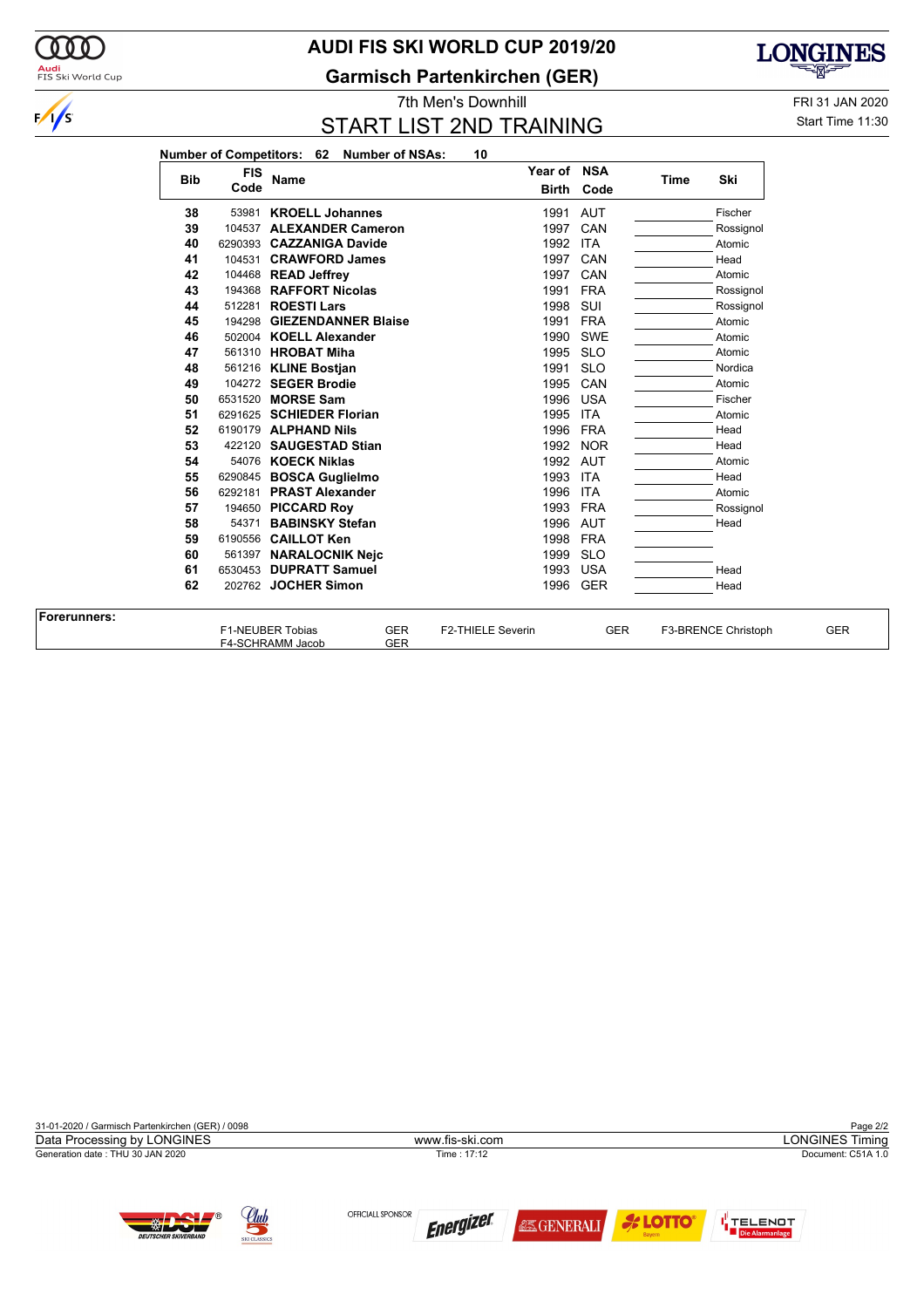# AUDI FIS SKI WORLD CUP 2019/20

## Garmisch Partenkirchen (GER)

7th Men's Downhill

FRI 31 JAN 2020

## START LIST 2ND TRAINING

Start Time 11:30

**Number of Competitors: 62 Number of NSAs: 10**

| Bib | FIS Code | Name | Year of Birth | NSA Code | Time | Ski |
|---|---|---|---|---|---|---|
| 38 | 53981 | **KROELL Johannes** | 1991 | AUT | | Fischer |
| 39 | 104537 | **ALEXANDER Cameron** | 1997 | CAN | | Rossignol |
| 40 | 6290393 | **CAZZANIGA Davide** | 1992 | ITA | | Atomic |
| 41 | 104531 | **CRAWFORD James** | 1997 | CAN | | Head |
| 42 | 104468 | **READ Jeffrey** | 1997 | CAN | | Atomic |
| 43 | 194368 | **RAFFORT Nicolas** | 1991 | FRA | | Rossignol |
| 44 | 512281 | **ROESTI Lars** | 1998 | SUI | | Rossignol |
| 45 | 194298 | **GIEZENDANNER Blaise** | 1991 | FRA | | Atomic |
| 46 | 502004 | **KOELL Alexander** | 1990 | SWE | | Atomic |
| 47 | 561310 | **HROBAT Miha** | 1995 | SLO | | Atomic |
| 48 | 561216 | **KLINE Bostjan** | 1991 | SLO | | Nordica |
| 49 | 104272 | **SEGER Brodie** | 1995 | CAN | | Atomic |
| 50 | 6531520 | **MORSE Sam** | 1996 | USA | | Fischer |
| 51 | 6291625 | **SCHIEDER Florian** | 1995 | ITA | | Atomic |
| 52 | 6190179 | **ALPHAND Nils** | 1996 | FRA | | Head |
| 53 | 422120 | **SAUGESTAD Stian** | 1992 | NOR | | Head |
| 54 | 54076 | **KOECK Niklas** | 1992 | AUT | | Atomic |
| 55 | 6290845 | **BOSCA Guglielmo** | 1993 | ITA | | Head |
| 56 | 6292181 | **PRAST Alexander** | 1996 | ITA | | Atomic |
| 57 | 194650 | **PICCARD Roy** | 1993 | FRA | | Rossignol |
| 58 | 54371 | **BABINSKY Stefan** | 1996 | AUT | | Head |
| 59 | 6190556 | **CAILLOT Ken** | 1998 | FRA | | |
| 60 | 561397 | **NARALOCNIK Nejc** | 1999 | SLO | | |
| 61 | 6530453 | **DUPRATT Samuel** | 1993 | USA | | Head |
| 62 | 202762 | **JOCHER Simon** | 1996 | GER | | Head |

**Forerunners:**

| | | | | | |
|---|---|---|---|---|---|
| F1-NEUBER Tobias | GER | F2-THIELE Severin | GER | F3-BRENCE Christoph | GER |
| F4-SCHRAMM Jacob | GER | | | | |

31-01-2020 / Garmisch Partenkirchen (GER) / 0098

Data Processing by LONGINES — www.fis-ski.com — LONGINES Timing

Generation date : THU 30 JAN 2020 — Time : 17:12 — Document: C51A 1.0

OFFICIAL SPONSOR